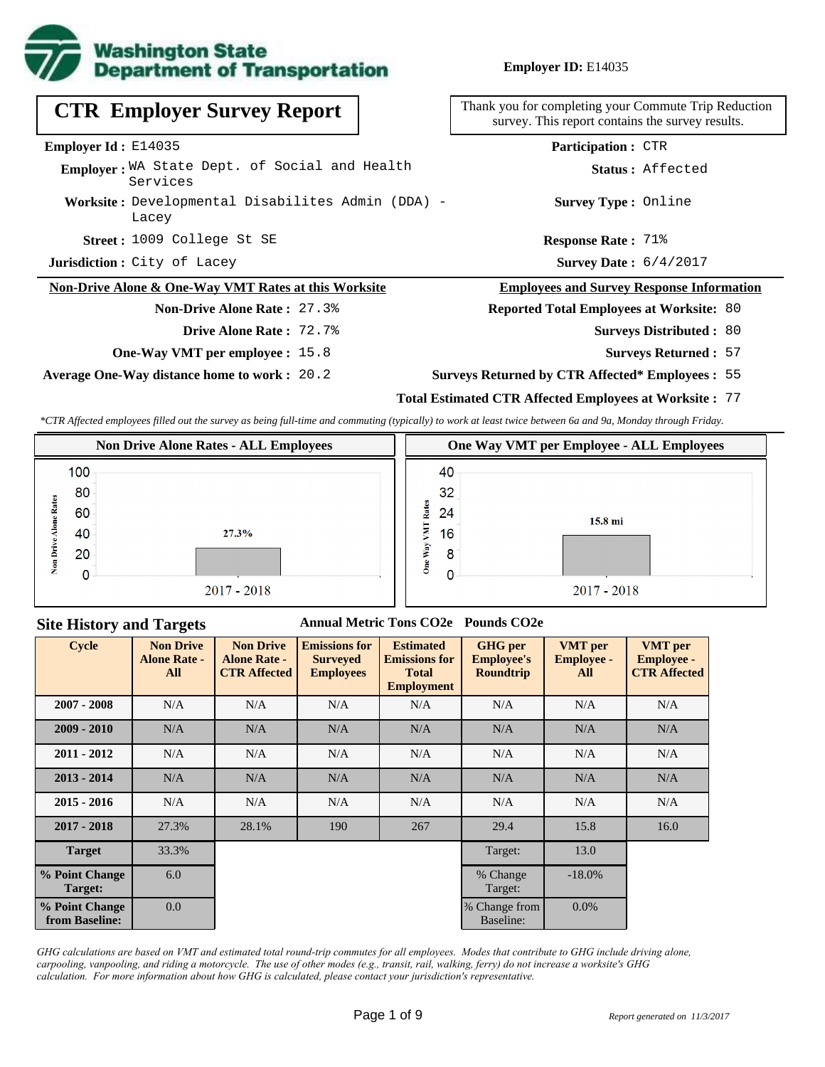**Employer ID:** E14035

# CTR Employer Survey Report

Thank you for completing your Commute Trip Reduction survey. This report contains the survey results.

**Employer Id :** E14035

**Employer :** WA State Dept. of Social and Health Services

**Worksite :** Developmental Disabilites Admin (DDA) - Lacey

**Street :** 1009 College St SE

**Jurisdiction :** City of Lacey

**Participation :** CTR

**Status :** Affected

**Survey Type :** Online

**Response Rate :** 71%

**Survey Date :** 6/4/2017

**Non-Drive Alone & One-Way VMT Rates at this Worksite**

**Non-Drive Alone Rate :** 27.3%

**Drive Alone Rate :** 72.7%

**One-Way VMT per employee :** 15.8

**Average One-Way distance home to work :** 20.2

**Employees and Survey Response Information**

**Reported Total Employees at Worksite:** 80

**Surveys Distributed :** 80

**Surveys Returned :** 57

**Surveys Returned by CTR Affected* Employees :** 55

**Total Estimated CTR Affected Employees at Worksite :** 77

*\*CTR Affected employees filled out the survey as being full-time and commuting (typically) to work at least twice between 6a and 9a, Monday through Friday.*

**Non Drive Alone Rates - ALL Employees**

Non Drive Alone Rates: 2017 - 2018: 27.3%

**One Way VMT per Employee - ALL Employees**

One Way VMT Rates: 2017 - 2018: 15.8 mi

## Site History and Targets

**Annual Metric Tons CO2e** **Pounds CO2e**

| Cycle | Non Drive Alone Rate - All | Non Drive Alone Rate - CTR Affected | Emissions for Surveyed Employees | Estimated Emissions for Total Employment | GHG per Employee's Roundtrip | VMT per Employee - All | VMT per Employee - CTR Affected |
|---|---|---|---|---|---|---|---|
| 2007 - 2008 | N/A | N/A | N/A | N/A | N/A | N/A | N/A |
| 2009 - 2010 | N/A | N/A | N/A | N/A | N/A | N/A | N/A |
| 2011 - 2012 | N/A | N/A | N/A | N/A | N/A | N/A | N/A |
| 2013 - 2014 | N/A | N/A | N/A | N/A | N/A | N/A | N/A |
| 2015 - 2016 | N/A | N/A | N/A | N/A | N/A | N/A | N/A |
| 2017 - 2018 | 27.3% | 28.1% | 190 | 267 | 29.4 | 15.8 | 16.0 |
| Target | 33.3% | | | | Target: | 13.0 | |
| % Point Change Target: | 6.0 | | | | % Change Target: | -18.0% | |
| % Point Change from Baseline: | 0.0 | | | | % Change from Baseline: | 0.0% | |

*GHG calculations are based on VMT and estimated total round-trip commutes for all employees. Modes that contribute to GHG include driving alone, carpooling, vanpooling, and riding a motorcycle. The use of other modes (e.g., transit, rail, walking, ferry) do not increase a worksite's GHG calculation. For more information about how GHG is calculated, please contact your jurisdiction's representative.*

*Report generated on 11/3/2017*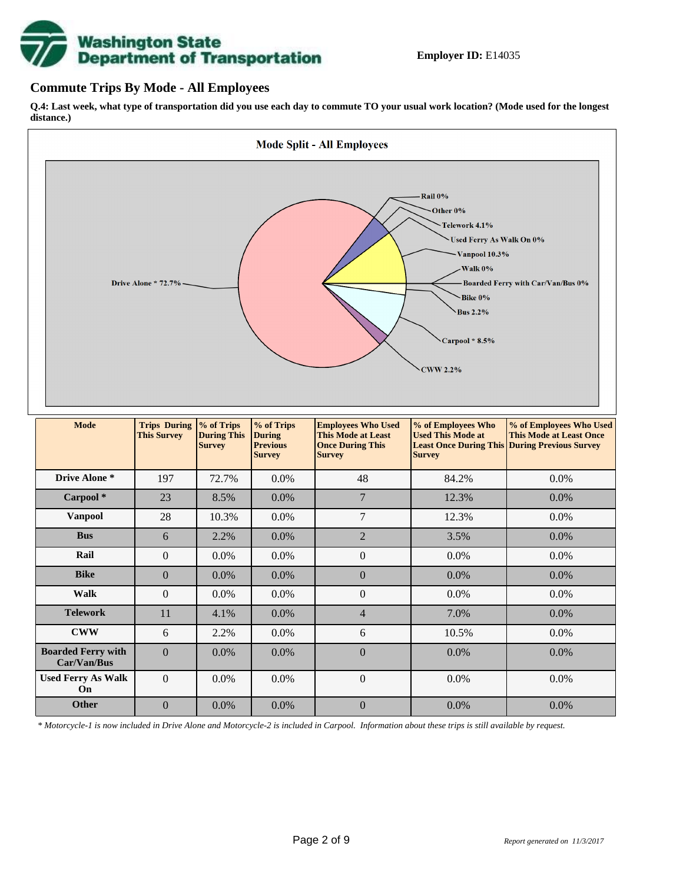**Employer ID:** E14035

## Commute Trips By Mode - All Employees

**Q.4: Last week, what type of transportation did you use each day to commute TO your usual work location? (Mode used for the longest distance.)**

**Mode Split - All Employees**

Drive Alone * 72.7%
Rail 0%
Other 0%
Telework 4.1%
Used Ferry As Walk On 0%
Vanpool 10.3%
Walk 0%
Boarded Ferry with Car/Van/Bus 0%
Bike 0%
Bus 2.2%
Carpool * 8.5%
CWW 2.2%

| Mode | Trips During This Survey | % of Trips During This Survey | % of Trips During Previous Survey | Employees Who Used This Mode at Least Once During This Survey | % of Employees Who Used This Mode at Least Once During This Survey | % of Employees Who Used This Mode at Least Once During Previous Survey |
|---|---|---|---|---|---|---|
| **Drive Alone *** | 197 | 72.7% | 0.0% | 48 | 84.2% | 0.0% |
| **Carpool *** | 23 | 8.5% | 0.0% | 7 | 12.3% | 0.0% |
| **Vanpool** | 28 | 10.3% | 0.0% | 7 | 12.3% | 0.0% |
| **Bus** | 6 | 2.2% | 0.0% | 2 | 3.5% | 0.0% |
| **Rail** | 0 | 0.0% | 0.0% | 0 | 0.0% | 0.0% |
| **Bike** | 0 | 0.0% | 0.0% | 0 | 0.0% | 0.0% |
| **Walk** | 0 | 0.0% | 0.0% | 0 | 0.0% | 0.0% |
| **Telework** | 11 | 4.1% | 0.0% | 4 | 7.0% | 0.0% |
| **CWW** | 6 | 2.2% | 0.0% | 6 | 10.5% | 0.0% |
| **Boarded Ferry with Car/Van/Bus** | 0 | 0.0% | 0.0% | 0 | 0.0% | 0.0% |
| **Used Ferry As Walk On** | 0 | 0.0% | 0.0% | 0 | 0.0% | 0.0% |
| **Other** | 0 | 0.0% | 0.0% | 0 | 0.0% | 0.0% |

*\* Motorcycle-1 is now included in Drive Alone and Motorcycle-2 is included in Carpool. Information about these trips is still available by request.*

*Report generated on 11/3/2017*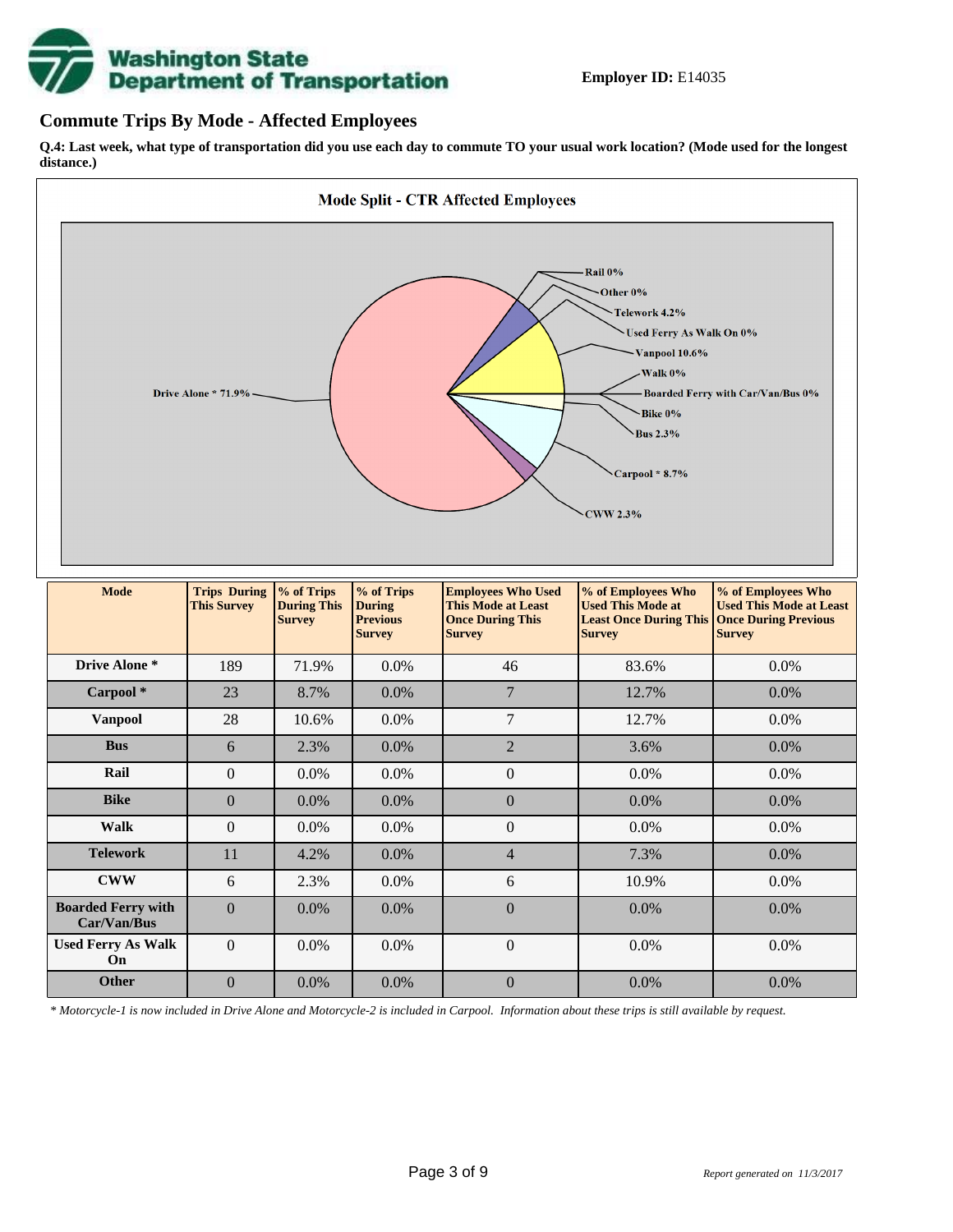**Employer ID:** E14035

## Commute Trips By Mode - Affected Employees

**Q.4: Last week, what type of transportation did you use each day to commute TO your usual work location? (Mode used for the longest distance.)**

**Mode Split - CTR Affected Employees**

Rail 0%
Other 0%
Telework 4.2%
Used Ferry As Walk On 0%
Vanpool 10.6%
Walk 0%
Boarded Ferry with Car/Van/Bus 0%
Bike 0%
Bus 2.3%
Carpool * 8.7%
CWW 2.3%
Drive Alone * 71.9%

| Mode | Trips During This Survey | % of Trips During This Survey | % of Trips During Previous Survey | Employees Who Used This Mode at Least Once During This Survey | % of Employees Who Used This Mode at Least Once During This Survey | % of Employees Who Used This Mode at Least Once During Previous Survey |
|---|---|---|---|---|---|---|
| **Drive Alone *** | 189 | 71.9% | 0.0% | 46 | 83.6% | 0.0% |
| **Carpool *** | 23 | 8.7% | 0.0% | 7 | 12.7% | 0.0% |
| **Vanpool** | 28 | 10.6% | 0.0% | 7 | 12.7% | 0.0% |
| **Bus** | 6 | 2.3% | 0.0% | 2 | 3.6% | 0.0% |
| **Rail** | 0 | 0.0% | 0.0% | 0 | 0.0% | 0.0% |
| **Bike** | 0 | 0.0% | 0.0% | 0 | 0.0% | 0.0% |
| **Walk** | 0 | 0.0% | 0.0% | 0 | 0.0% | 0.0% |
| **Telework** | 11 | 4.2% | 0.0% | 4 | 7.3% | 0.0% |
| **CWW** | 6 | 2.3% | 0.0% | 6 | 10.9% | 0.0% |
| **Boarded Ferry with Car/Van/Bus** | 0 | 0.0% | 0.0% | 0 | 0.0% | 0.0% |
| **Used Ferry As Walk On** | 0 | 0.0% | 0.0% | 0 | 0.0% | 0.0% |
| **Other** | 0 | 0.0% | 0.0% | 0 | 0.0% | 0.0% |

*\* Motorcycle-1 is now included in Drive Alone and Motorcycle-2 is included in Carpool. Information about these trips is still available by request.*

*Report generated on 11/3/2017*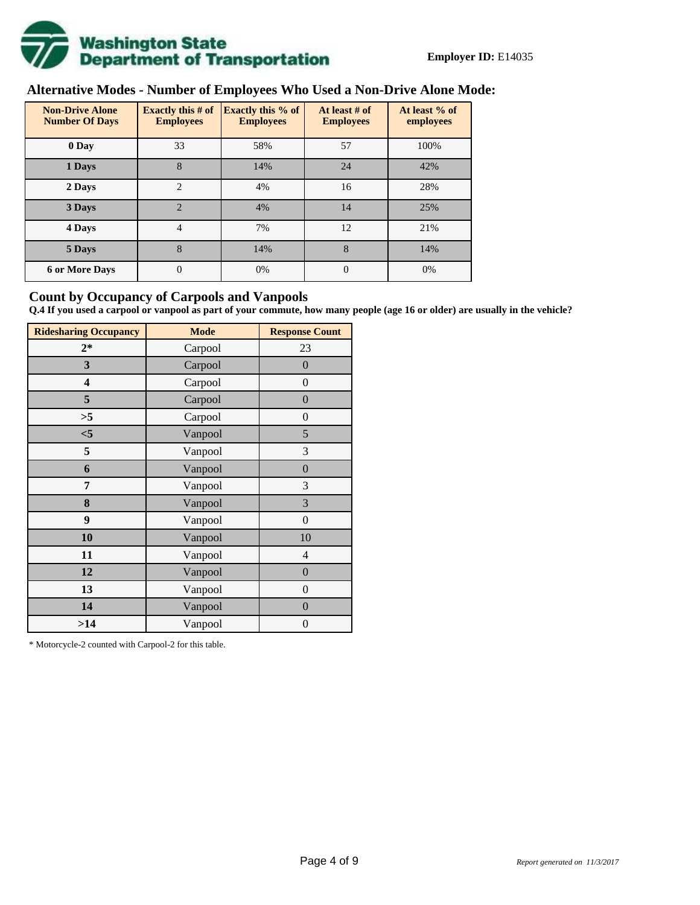**Employer ID:** E14035

## Alternative Modes - Number of Employees Who Used a Non-Drive Alone Mode:

| Non-Drive Alone Number Of Days | Exactly this # of Employees | Exactly this % of Employees | At least # of Employees | At least % of employees |
|---|---|---|---|---|
| 0 Day | 33 | 58% | 57 | 100% |
| 1 Days | 8 | 14% | 24 | 42% |
| 2 Days | 2 | 4% | 16 | 28% |
| 3 Days | 2 | 4% | 14 | 25% |
| 4 Days | 4 | 7% | 12 | 21% |
| 5 Days | 8 | 14% | 8 | 14% |
| 6 or More Days | 0 | 0% | 0 | 0% |

## Count by Occupancy of Carpools and Vanpools

**Q.4 If you used a carpool or vanpool as part of your commute, how many people (age 16 or older) are usually in the vehicle?**

| Ridesharing Occupancy | Mode | Response Count |
|---|---|---|
| 2* | Carpool | 23 |
| 3 | Carpool | 0 |
| 4 | Carpool | 0 |
| 5 | Carpool | 0 |
| >5 | Carpool | 0 |
| <5 | Vanpool | 5 |
| 5 | Vanpool | 3 |
| 6 | Vanpool | 0 |
| 7 | Vanpool | 3 |
| 8 | Vanpool | 3 |
| 9 | Vanpool | 0 |
| 10 | Vanpool | 10 |
| 11 | Vanpool | 4 |
| 12 | Vanpool | 0 |
| 13 | Vanpool | 0 |
| 14 | Vanpool | 0 |
| >14 | Vanpool | 0 |

* Motorcycle-2 counted with Carpool-2 for this table.

*Report generated on 11/3/2017*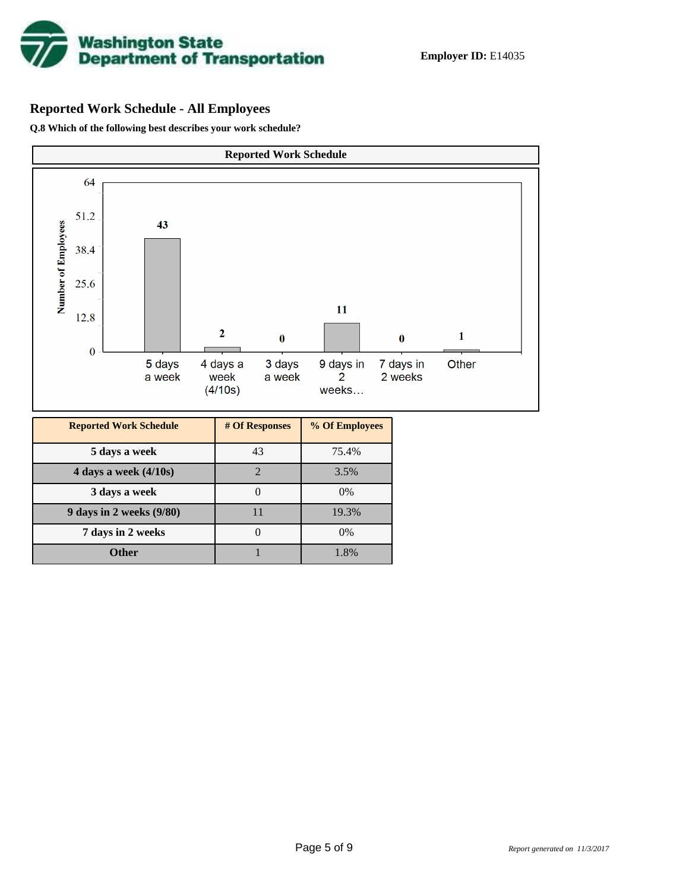**Employer ID:** E14035

## Reported Work Schedule - All Employees

**Q.8 Which of the following best describes your work schedule?**

| Reported Work Schedule | # Of Responses | % Of Employees |
|---|---|---|
| 5 days a week | 43 | 75.4% |
| 4 days a week (4/10s) | 2 | 3.5% |
| 3 days a week | 0 | 0% |
| 9 days in 2 weeks (9/80) | 11 | 19.3% |
| 7 days in 2 weeks | 0 | 0% |
| Other | 1 | 1.8% |

*Report generated on 11/3/2017*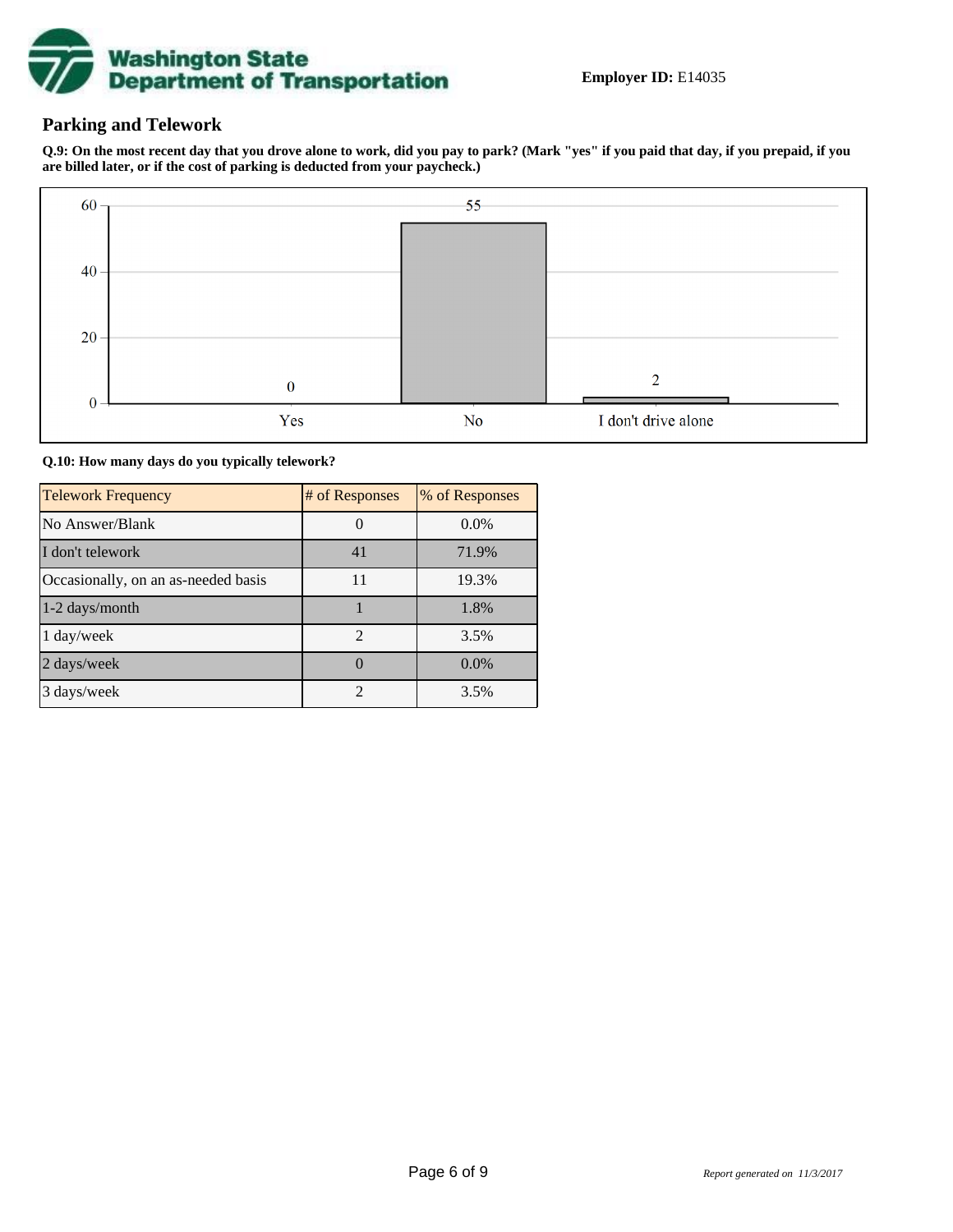**Employer ID:** E14035

## Parking and Telework

**Q.9: On the most recent day that you drove alone to work, did you pay to park? (Mark "yes" if you paid that day, if you prepaid, if you are billed later, or if the cost of parking is deducted from your paycheck.)**

| Response | # of Responses |
|---|---|
| Yes | 0 |
| No | 55 |
| I don't drive alone | 2 |

**Q.10: How many days do you typically telework?**

| Telework Frequency | # of Responses | % of Responses |
|---|---|---|
| No Answer/Blank | 0 | 0.0% |
| I don't telework | 41 | 71.9% |
| Occasionally, on an as-needed basis | 11 | 19.3% |
| 1-2 days/month | 1 | 1.8% |
| 1 day/week | 2 | 3.5% |
| 2 days/week | 0 | 0.0% |
| 3 days/week | 2 | 3.5% |

*Report generated on 11/3/2017*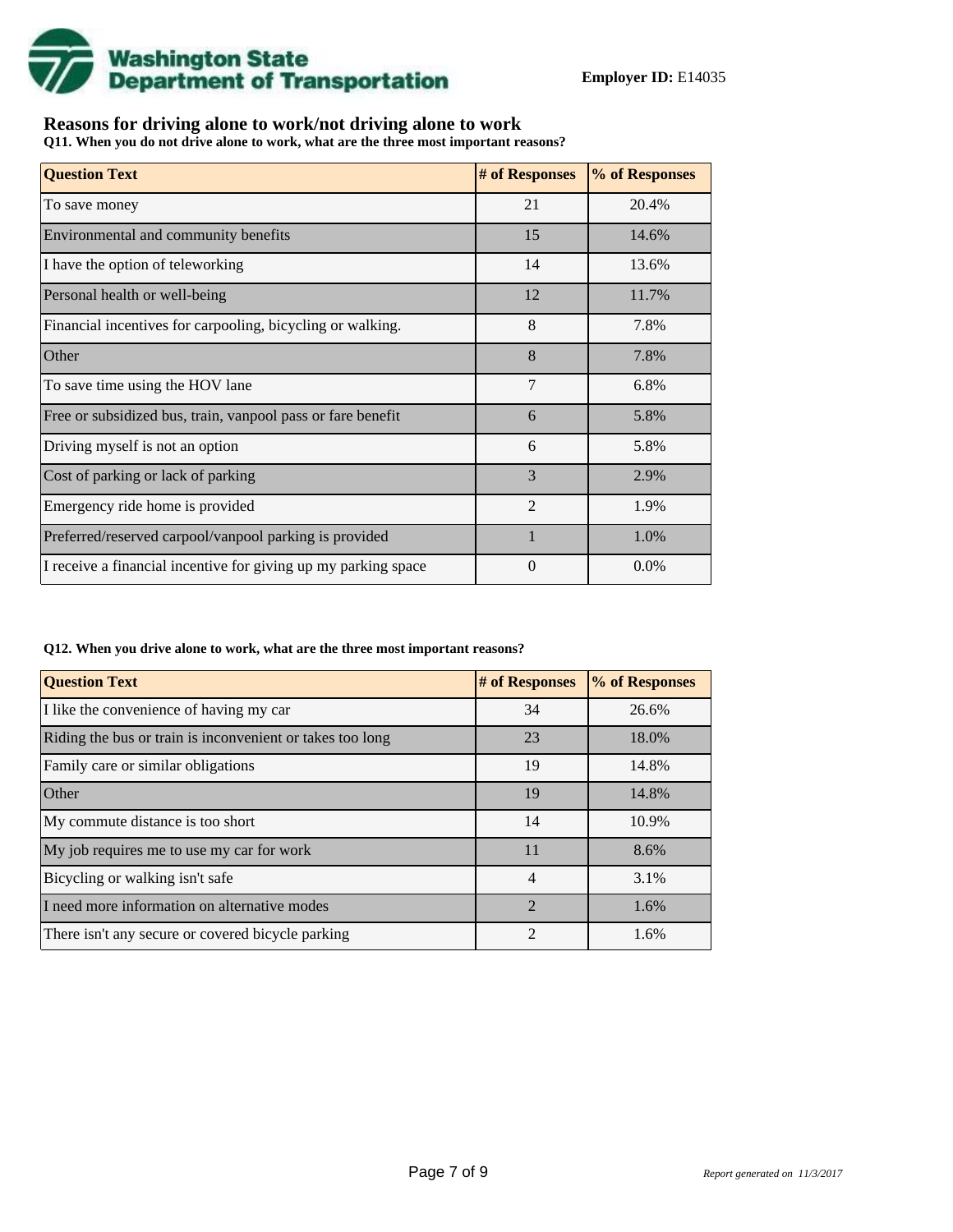**Employer ID:** E14035

## Reasons for driving alone to work/not driving alone to work

**Q11. When you do not drive alone to work, what are the three most important reasons?**

| Question Text | # of Responses | % of Responses |
| --- | --- | --- |
| To save money | 21 | 20.4% |
| Environmental and community benefits | 15 | 14.6% |
| I have the option of teleworking | 14 | 13.6% |
| Personal health or well-being | 12 | 11.7% |
| Financial incentives for carpooling, bicycling or walking. | 8 | 7.8% |
| Other | 8 | 7.8% |
| To save time using the HOV lane | 7 | 6.8% |
| Free or subsidized bus, train, vanpool pass or fare benefit | 6 | 5.8% |
| Driving myself is not an option | 6 | 5.8% |
| Cost of parking or lack of parking | 3 | 2.9% |
| Emergency ride home is provided | 2 | 1.9% |
| Preferred/reserved carpool/vanpool parking is provided | 1 | 1.0% |
| I receive a financial incentive for giving up my parking space | 0 | 0.0% |

**Q12. When you drive alone to work, what are the three most important reasons?**

| Question Text | # of Responses | % of Responses |
| --- | --- | --- |
| I like the convenience of having my car | 34 | 26.6% |
| Riding the bus or train is inconvenient or takes too long | 23 | 18.0% |
| Family care or similar obligations | 19 | 14.8% |
| Other | 19 | 14.8% |
| My commute distance is too short | 14 | 10.9% |
| My job requires me to use my car for work | 11 | 8.6% |
| Bicycling or walking isn't safe | 4 | 3.1% |
| I need more information on alternative modes | 2 | 1.6% |
| There isn't any secure or covered bicycle parking | 2 | 1.6% |

*Report generated on 11/3/2017*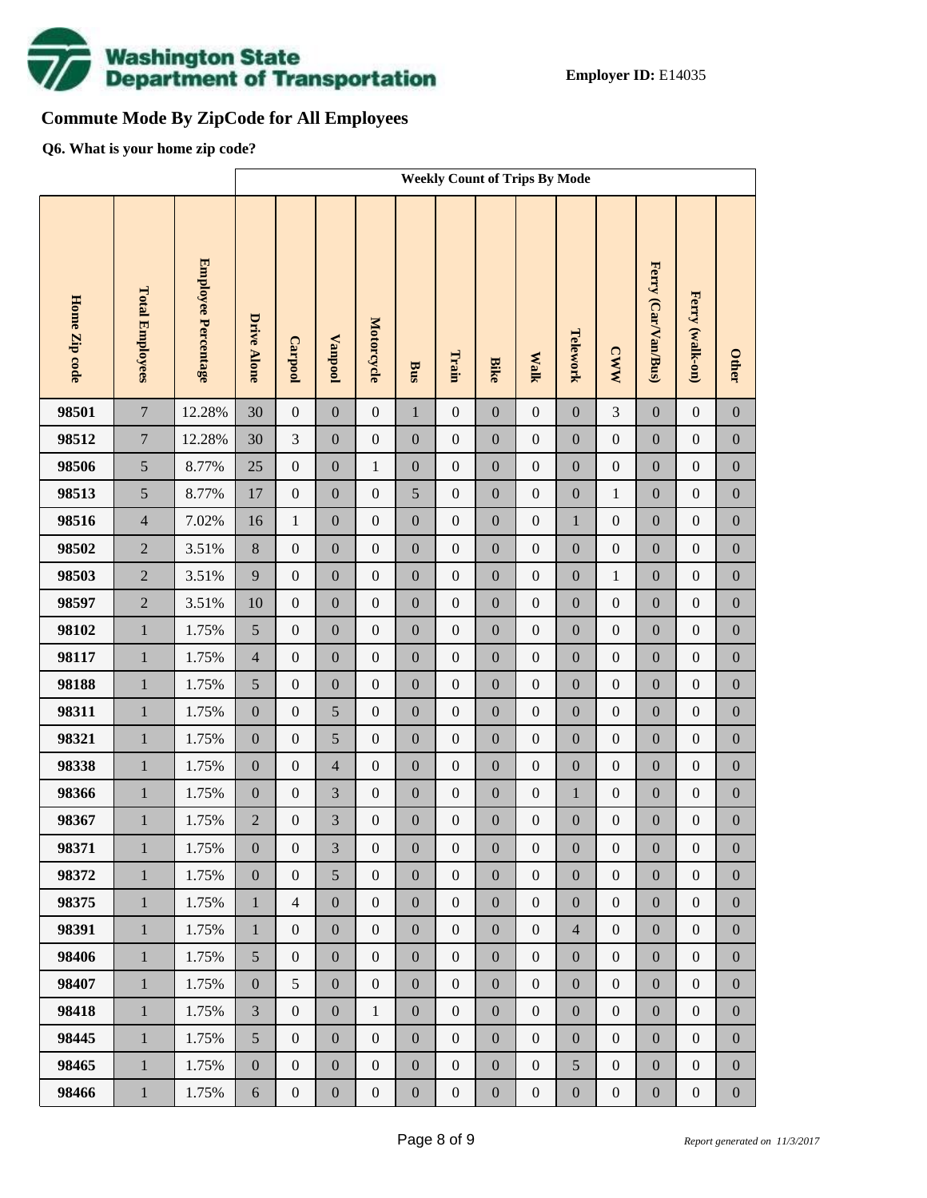**Employer ID:** E14035

## Commute Mode By ZipCode for All Employees

**Q6. What is your home zip code?**

| | | | Weekly Count of Trips By Mode | | | | | | | | | | | | |
|---|---|---|---|---|---|---|---|---|---|---|---|---|---|---|---|
| **Home Zip code** | **Total Employees** | **Employee Percentage** | **Drive Alone** | **Carpool** | **Vanpool** | **Motorcycle** | **Bus** | **Train** | **Bike** | **Walk** | **Telework** | **CWW** | **Ferry (Car/Van/Bus)** | **Ferry (walk-on)** | **Other** |
| **98501** | 7 | 12.28% | 30 | 0 | 0 | 0 | 1 | 0 | 0 | 0 | 0 | 3 | 0 | 0 | 0 |
| **98512** | 7 | 12.28% | 30 | 3 | 0 | 0 | 0 | 0 | 0 | 0 | 0 | 0 | 0 | 0 | 0 |
| **98506** | 5 | 8.77% | 25 | 0 | 0 | 1 | 0 | 0 | 0 | 0 | 0 | 0 | 0 | 0 | 0 |
| **98513** | 5 | 8.77% | 17 | 0 | 0 | 0 | 5 | 0 | 0 | 0 | 0 | 1 | 0 | 0 | 0 |
| **98516** | 4 | 7.02% | 16 | 1 | 0 | 0 | 0 | 0 | 0 | 0 | 1 | 0 | 0 | 0 | 0 |
| **98502** | 2 | 3.51% | 8 | 0 | 0 | 0 | 0 | 0 | 0 | 0 | 0 | 0 | 0 | 0 | 0 |
| **98503** | 2 | 3.51% | 9 | 0 | 0 | 0 | 0 | 0 | 0 | 0 | 0 | 1 | 0 | 0 | 0 |
| **98597** | 2 | 3.51% | 10 | 0 | 0 | 0 | 0 | 0 | 0 | 0 | 0 | 0 | 0 | 0 | 0 |
| **98102** | 1 | 1.75% | 5 | 0 | 0 | 0 | 0 | 0 | 0 | 0 | 0 | 0 | 0 | 0 | 0 |
| **98117** | 1 | 1.75% | 4 | 0 | 0 | 0 | 0 | 0 | 0 | 0 | 0 | 0 | 0 | 0 | 0 |
| **98188** | 1 | 1.75% | 5 | 0 | 0 | 0 | 0 | 0 | 0 | 0 | 0 | 0 | 0 | 0 | 0 |
| **98311** | 1 | 1.75% | 0 | 0 | 5 | 0 | 0 | 0 | 0 | 0 | 0 | 0 | 0 | 0 | 0 |
| **98321** | 1 | 1.75% | 0 | 0 | 5 | 0 | 0 | 0 | 0 | 0 | 0 | 0 | 0 | 0 | 0 |
| **98338** | 1 | 1.75% | 0 | 0 | 4 | 0 | 0 | 0 | 0 | 0 | 0 | 0 | 0 | 0 | 0 |
| **98366** | 1 | 1.75% | 0 | 0 | 3 | 0 | 0 | 0 | 0 | 0 | 1 | 0 | 0 | 0 | 0 |
| **98367** | 1 | 1.75% | 2 | 0 | 3 | 0 | 0 | 0 | 0 | 0 | 0 | 0 | 0 | 0 | 0 |
| **98371** | 1 | 1.75% | 0 | 0 | 3 | 0 | 0 | 0 | 0 | 0 | 0 | 0 | 0 | 0 | 0 |
| **98372** | 1 | 1.75% | 0 | 0 | 5 | 0 | 0 | 0 | 0 | 0 | 0 | 0 | 0 | 0 | 0 |
| **98375** | 1 | 1.75% | 1 | 4 | 0 | 0 | 0 | 0 | 0 | 0 | 0 | 0 | 0 | 0 | 0 |
| **98391** | 1 | 1.75% | 1 | 0 | 0 | 0 | 0 | 0 | 0 | 0 | 4 | 0 | 0 | 0 | 0 |
| **98406** | 1 | 1.75% | 5 | 0 | 0 | 0 | 0 | 0 | 0 | 0 | 0 | 0 | 0 | 0 | 0 |
| **98407** | 1 | 1.75% | 0 | 5 | 0 | 0 | 0 | 0 | 0 | 0 | 0 | 0 | 0 | 0 | 0 |
| **98418** | 1 | 1.75% | 3 | 0 | 0 | 1 | 0 | 0 | 0 | 0 | 0 | 0 | 0 | 0 | 0 |
| **98445** | 1 | 1.75% | 5 | 0 | 0 | 0 | 0 | 0 | 0 | 0 | 0 | 0 | 0 | 0 | 0 |
| **98465** | 1 | 1.75% | 0 | 0 | 0 | 0 | 0 | 0 | 0 | 0 | 5 | 0 | 0 | 0 | 0 |
| **98466** | 1 | 1.75% | 6 | 0 | 0 | 0 | 0 | 0 | 0 | 0 | 0 | 0 | 0 | 0 | 0 |

*Report generated on 11/3/2017*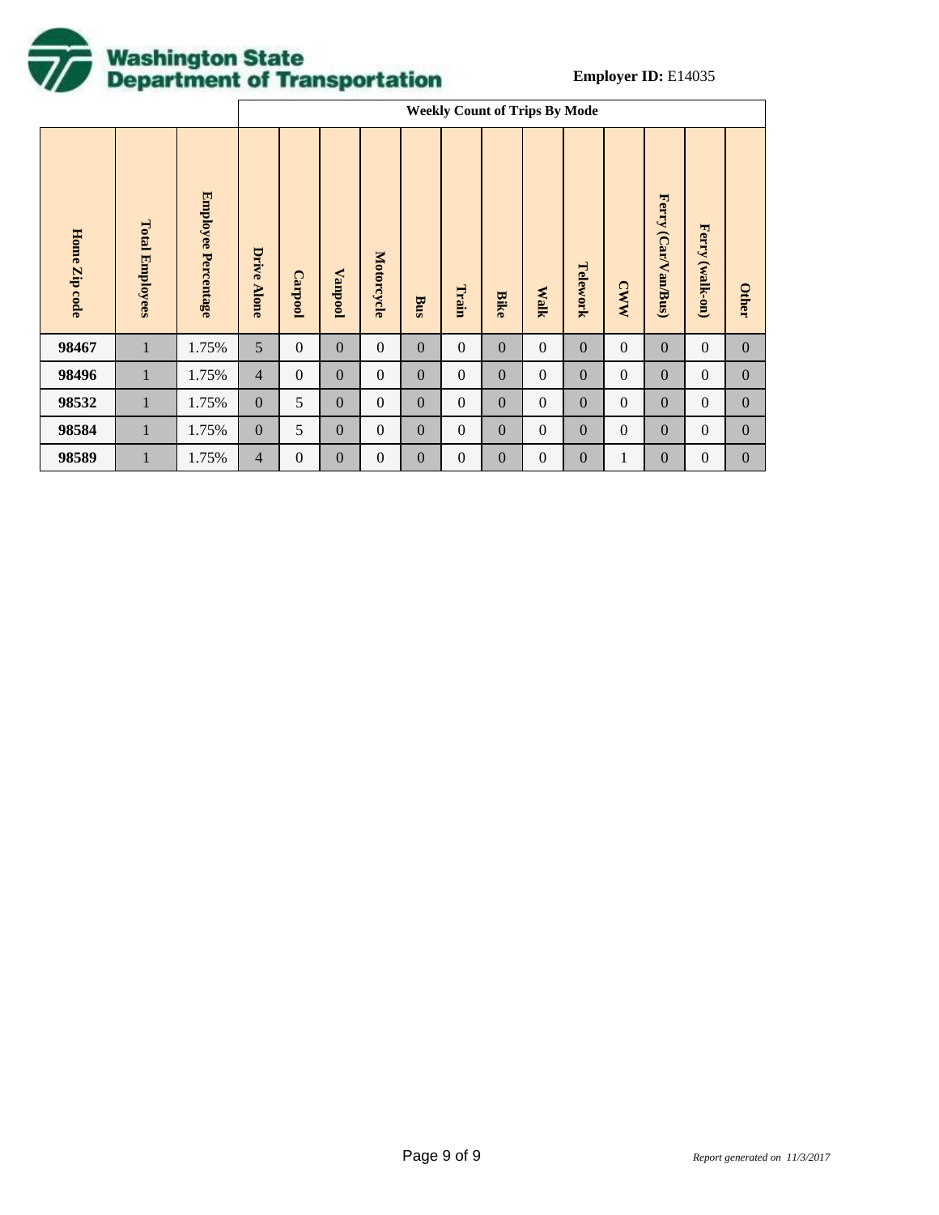**Washington State Department of Transportation**

**Employer ID:** E14035

| | | | Weekly Count of Trips By Mode | | | | | | | | | | | | |
|---|---|---|---|---|---|---|---|---|---|---|---|---|---|---|---|
| **Home Zip code** | **Total Employees** | **Employee Percentage** | **Drive Alone** | **Carpool** | **Vanpool** | **Motorcycle** | **Bus** | **Train** | **Bike** | **Walk** | **Telework** | **CWW** | **Ferry (Car/Van/Bus)** | **Ferry (walk-on)** | **Other** |
| **98467** | 1 | 1.75% | 5 | 0 | 0 | 0 | 0 | 0 | 0 | 0 | 0 | 0 | 0 | 0 | 0 |
| **98496** | 1 | 1.75% | 4 | 0 | 0 | 0 | 0 | 0 | 0 | 0 | 0 | 0 | 0 | 0 | 0 |
| **98532** | 1 | 1.75% | 0 | 5 | 0 | 0 | 0 | 0 | 0 | 0 | 0 | 0 | 0 | 0 | 0 |
| **98584** | 1 | 1.75% | 0 | 5 | 0 | 0 | 0 | 0 | 0 | 0 | 0 | 0 | 0 | 0 | 0 |
| **98589** | 1 | 1.75% | 4 | 0 | 0 | 0 | 0 | 0 | 0 | 0 | 0 | 1 | 0 | 0 | 0 |

*Report generated on 11/3/2017*